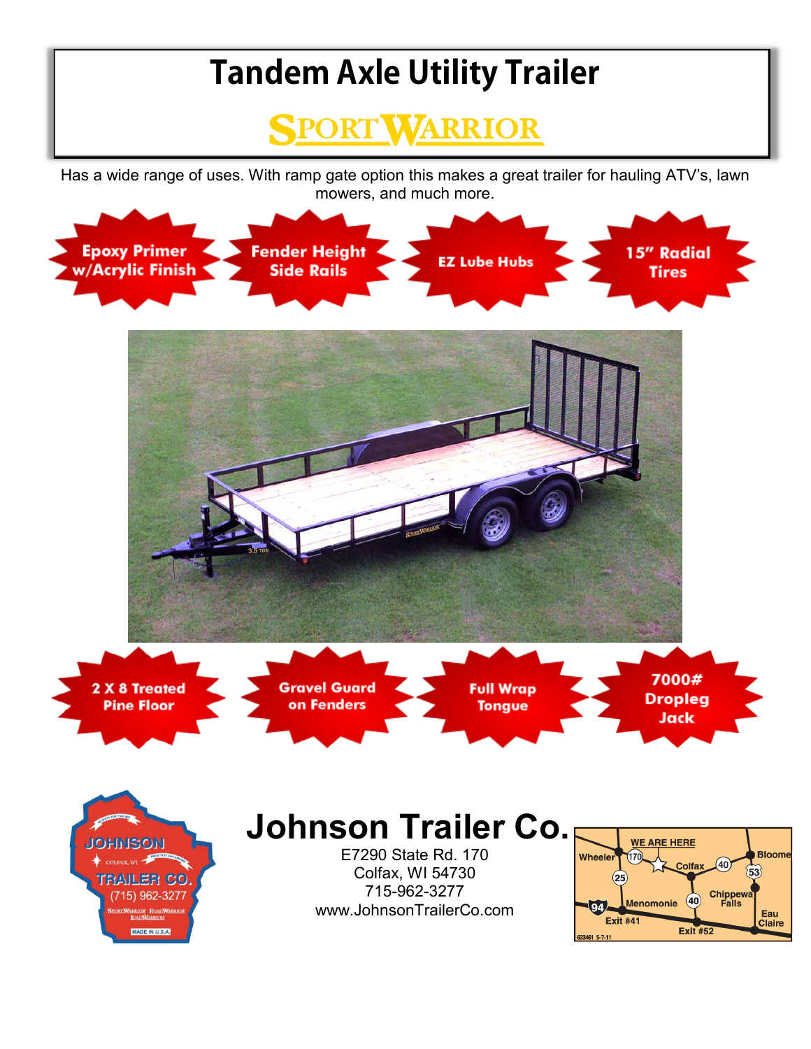# Tandem Axle Utility Trailer

## SPORTWARRIOR

Has a wide range of uses. With ramp gate option this makes a great trailer for hauling ATV's, lawn mowers, and much more.

- **Epoxy Primer w/Acrylic Finish**
- **Fender Height Side Rails**
- **EZ Lube Hubs**
- **15" Radial Tires**
- **2 X 8 Treated Pine Floor**
- **Gravel Guard on Fenders**
- **Full Wrap Tongue**
- **7000# Dropleg Jack**

# Johnson Trailer Co.

E7290 State Rd. 170
Colfax, WI 54730
715-962-3277
www.JohnsonTrailerCo.com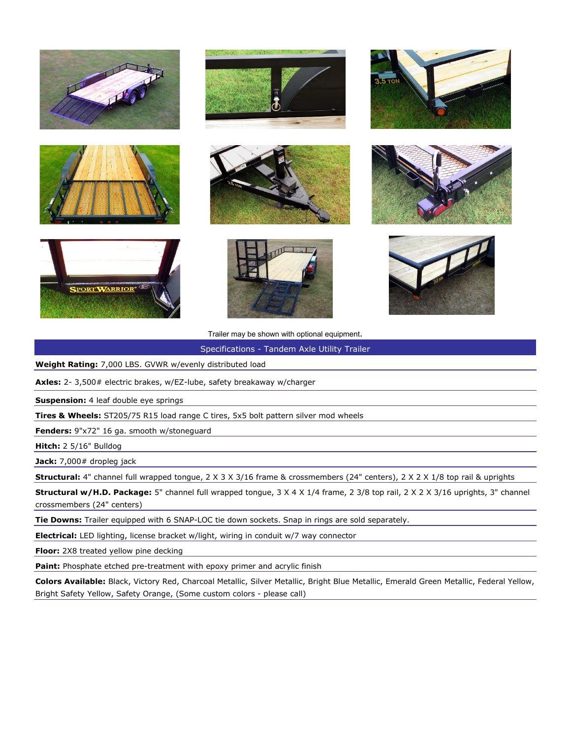Trailer may be shown with optional equipment.

## Specifications - Tandem Axle Utility Trailer

**Weight Rating:** 7,000 LBS. GVWR w/evenly distributed load

**Axles:** 2- 3,500# electric brakes, w/EZ-lube, safety breakaway w/charger

**Suspension:** 4 leaf double eye springs

**Tires & Wheels:** ST205/75 R15 load range C tires, 5x5 bolt pattern silver mod wheels

**Fenders:** 9"x72" 16 ga. smooth w/stoneguard

**Hitch:** 2 5/16" Bulldog

**Jack:** 7,000# dropleg jack

**Structural:** 4" channel full wrapped tongue, 2 X 3 X 3/16 frame & crossmembers (24" centers), 2 X 2 X 1/8 top rail & uprights

**Structural w/H.D. Package:** 5" channel full wrapped tongue, 3 X 4 X 1/4 frame, 2 3/8 top rail, 2 X 2 X 3/16 uprights, 3" channel crossmembers (24" centers)

**Tie Downs:** Trailer equipped with 6 SNAP-LOC tie down sockets. Snap in rings are sold separately.

**Electrical:** LED lighting, license bracket w/light, wiring in conduit w/7 way connector

**Floor:** 2X8 treated yellow pine decking

**Paint:** Phosphate etched pre-treatment with epoxy primer and acrylic finish

**Colors Available:** Black, Victory Red, Charcoal Metallic, Silver Metallic, Bright Blue Metallic, Emerald Green Metallic, Federal Yellow, Bright Safety Yellow, Safety Orange, (Some custom colors - please call)